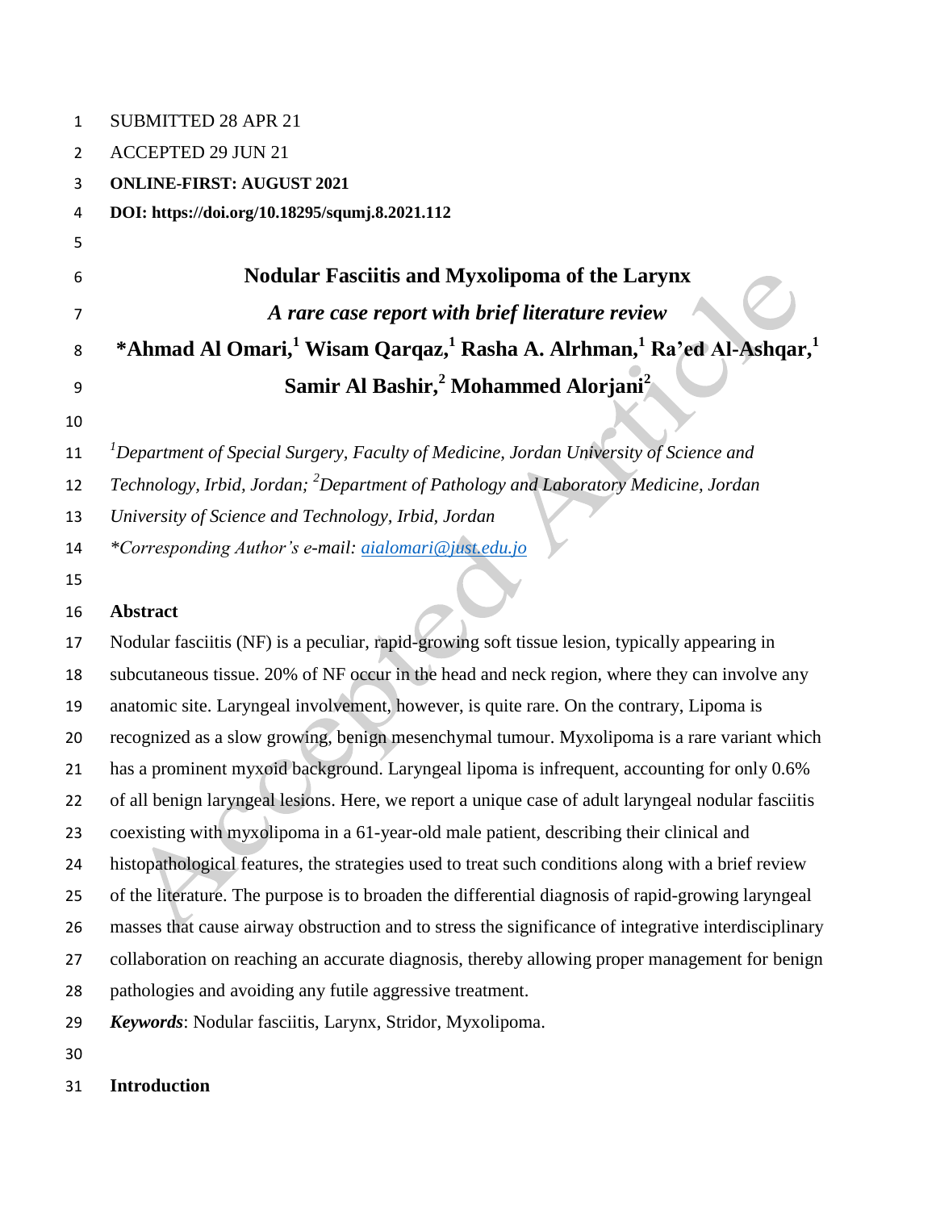SUBMITTED 28 APR 21

ACCEPTED 29 JUN 21

**ONLINE-FIRST: AUGUST 2021**

**DOI: https://doi.org/10.18295/squmj.8.2021.112**

# Nodular Fasciitis and Myxolipoma of the Larynx

## *A rare case report with brief literature review*

**\*Ahmad Al Omari,[1] Wisam Qarqaz,[1] Rasha A. Alrhman,[1] Ra'ed Al-Ashqar,[1] Samir Al Bashir,[2] Mohammed Alorjani[2]**

*[1]Department of Special Surgery, Faculty of Medicine, Jordan University of Science and Technology, Irbid, Jordan; [2]Department of Pathology and Laboratory Medicine, Jordan University of Science and Technology, Irbid, Jordan*

*\*Corresponding Author's e-mail: aialomari@just.edu.jo*

## Abstract

Nodular fasciitis (NF) is a peculiar, rapid-growing soft tissue lesion, typically appearing in subcutaneous tissue. 20% of NF occur in the head and neck region, where they can involve any anatomic site. Laryngeal involvement, however, is quite rare. On the contrary, Lipoma is recognized as a slow growing, benign mesenchymal tumour. Myxolipoma is a rare variant which has a prominent myxoid background. Laryngeal lipoma is infrequent, accounting for only 0.6% of all benign laryngeal lesions. Here, we report a unique case of adult laryngeal nodular fasciitis coexisting with myxolipoma in a 61-year-old male patient, describing their clinical and histopathological features, the strategies used to treat such conditions along with a brief review of the literature. The purpose is to broaden the differential diagnosis of rapid-growing laryngeal masses that cause airway obstruction and to stress the significance of integrative interdisciplinary collaboration on reaching an accurate diagnosis, thereby allowing proper management for benign pathologies and avoiding any futile aggressive treatment.

***Keywords***: Nodular fasciitis, Larynx, Stridor, Myxolipoma.

## Introduction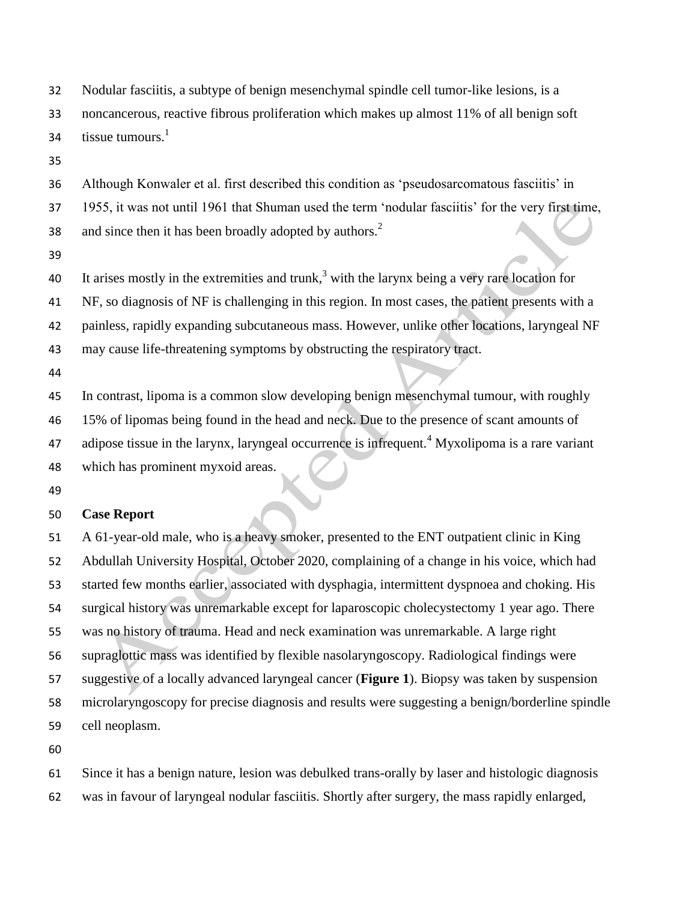Nodular fasciitis, a subtype of benign mesenchymal spindle cell tumor-like lesions, is a noncancerous, reactive fibrous proliferation which makes up almost 11% of all benign soft tissue tumours.[1]

Although Konwaler et al. first described this condition as 'pseudosarcomatous fasciitis' in 1955, it was not until 1961 that Shuman used the term 'nodular fasciitis' for the very first time, and since then it has been broadly adopted by authors.[2]

It arises mostly in the extremities and trunk,[3] with the larynx being a very rare location for NF, so diagnosis of NF is challenging in this region. In most cases, the patient presents with a painless, rapidly expanding subcutaneous mass. However, unlike other locations, laryngeal NF may cause life-threatening symptoms by obstructing the respiratory tract.

In contrast, lipoma is a common slow developing benign mesenchymal tumour, with roughly 15% of lipomas being found in the head and neck. Due to the presence of scant amounts of adipose tissue in the larynx, laryngeal occurrence is infrequent.[4] Myxolipoma is a rare variant which has prominent myxoid areas.

## Case Report

A 61-year-old male, who is a heavy smoker, presented to the ENT outpatient clinic in King Abdullah University Hospital, October 2020, complaining of a change in his voice, which had started few months earlier, associated with dysphagia, intermittent dyspnoea and choking. His surgical history was unremarkable except for laparoscopic cholecystectomy 1 year ago. There was no history of trauma. Head and neck examination was unremarkable. A large right supraglottic mass was identified by flexible nasolaryngoscopy. Radiological findings were suggestive of a locally advanced laryngeal cancer (**Figure 1**). Biopsy was taken by suspension microlaryngoscopy for precise diagnosis and results were suggesting a benign/borderline spindle cell neoplasm.

Since it has a benign nature, lesion was debulked trans-orally by laser and histologic diagnosis was in favour of laryngeal nodular fasciitis. Shortly after surgery, the mass rapidly enlarged,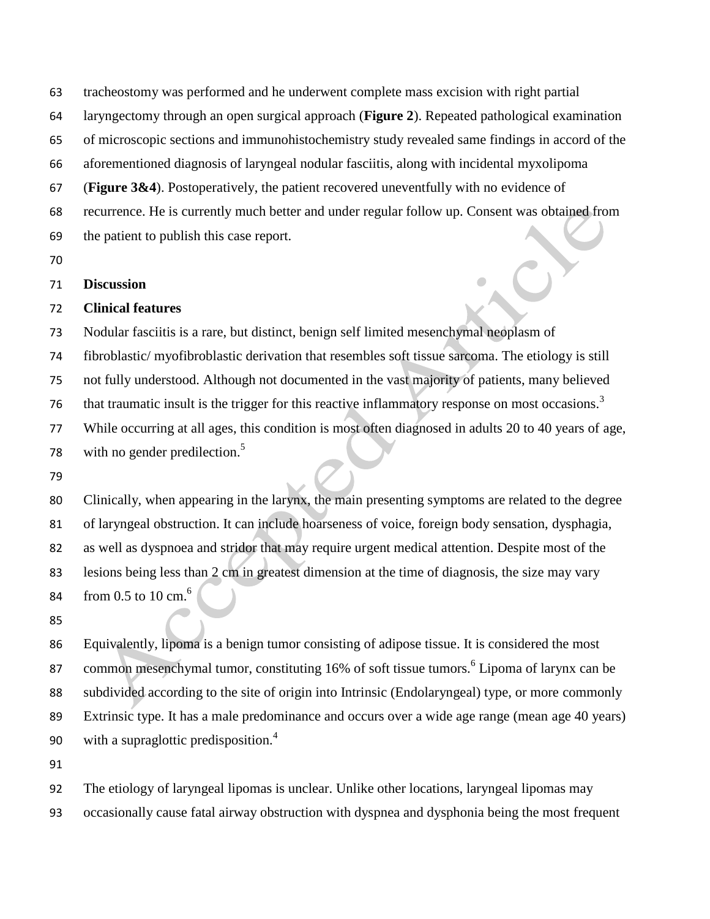tracheostomy was performed and he underwent complete mass excision with right partial laryngectomy through an open surgical approach (**Figure 2**). Repeated pathological examination of microscopic sections and immunohistochemistry study revealed same findings in accord of the aforementioned diagnosis of laryngeal nodular fasciitis, along with incidental myxolipoma (**Figure 3&4**). Postoperatively, the patient recovered uneventfully with no evidence of recurrence. He is currently much better and under regular follow up. Consent was obtained from the patient to publish this case report.

**Discussion**

**Clinical features**

Nodular fasciitis is a rare, but distinct, benign self limited mesenchymal neoplasm of fibroblastic/ myofibroblastic derivation that resembles soft tissue sarcoma. The etiology is still not fully understood. Although not documented in the vast majority of patients, many believed that traumatic insult is the trigger for this reactive inflammatory response on most occasions.[3] While occurring at all ages, this condition is most often diagnosed in adults 20 to 40 years of age, with no gender predilection.[5]

Clinically, when appearing in the larynx, the main presenting symptoms are related to the degree of laryngeal obstruction. It can include hoarseness of voice, foreign body sensation, dysphagia, as well as dyspnoea and stridor that may require urgent medical attention. Despite most of the lesions being less than 2 cm in greatest dimension at the time of diagnosis, the size may vary from 0.5 to 10 cm.[6]

Equivalently, lipoma is a benign tumor consisting of adipose tissue. It is considered the most common mesenchymal tumor, constituting 16% of soft tissue tumors.[6] Lipoma of larynx can be subdivided according to the site of origin into Intrinsic (Endolaryngeal) type, or more commonly Extrinsic type. It has a male predominance and occurs over a wide age range (mean age 40 years) with a supraglottic predisposition.[4]

The etiology of laryngeal lipomas is unclear. Unlike other locations, laryngeal lipomas may occasionally cause fatal airway obstruction with dyspnea and dysphonia being the most frequent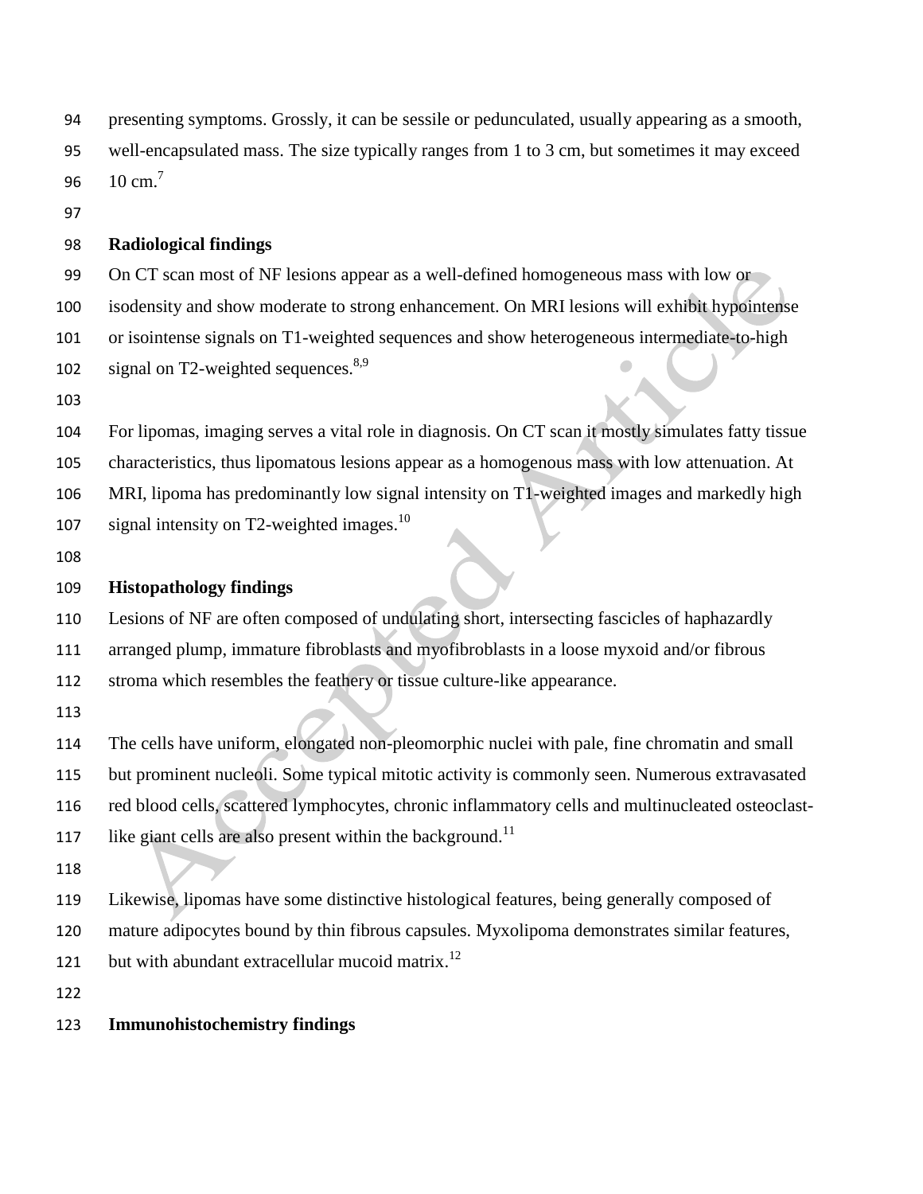presenting symptoms. Grossly, it can be sessile or pedunculated, usually appearing as a smooth, well-encapsulated mass. The size typically ranges from 1 to 3 cm, but sometimes it may exceed 10 cm.[7]

## Radiological findings

On CT scan most of NF lesions appear as a well-defined homogeneous mass with low or isodensity and show moderate to strong enhancement. On MRI lesions will exhibit hypointense or isointense signals on T1-weighted sequences and show heterogeneous intermediate-to-high signal on T2-weighted sequences.[8,9]

For lipomas, imaging serves a vital role in diagnosis. On CT scan it mostly simulates fatty tissue characteristics, thus lipomatous lesions appear as a homogenous mass with low attenuation. At MRI, lipoma has predominantly low signal intensity on T1-weighted images and markedly high signal intensity on T2-weighted images.[10]

## Histopathology findings

Lesions of NF are often composed of undulating short, intersecting fascicles of haphazardly arranged plump, immature fibroblasts and myofibroblasts in a loose myxoid and/or fibrous stroma which resembles the feathery or tissue culture-like appearance.

The cells have uniform, elongated non-pleomorphic nuclei with pale, fine chromatin and small but prominent nucleoli. Some typical mitotic activity is commonly seen. Numerous extravasated red blood cells, scattered lymphocytes, chronic inflammatory cells and multinucleated osteoclast-like giant cells are also present within the background.[11]

Likewise, lipomas have some distinctive histological features, being generally composed of mature adipocytes bound by thin fibrous capsules. Myxolipoma demonstrates similar features, but with abundant extracellular mucoid matrix.[12]

## Immunohistochemistry findings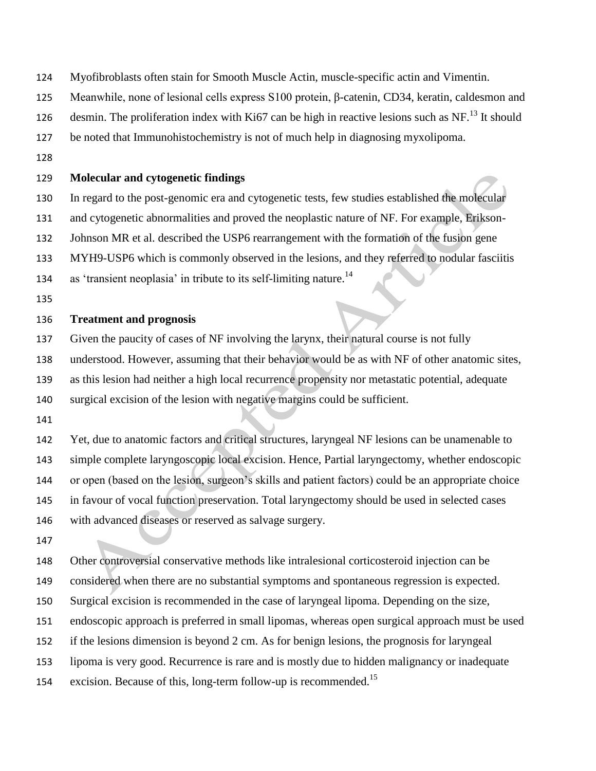Myofibroblasts often stain for Smooth Muscle Actin, muscle-specific actin and Vimentin. Meanwhile, none of lesional cells express S100 protein, β-catenin, CD34, keratin, caldesmon and desmin. The proliferation index with Ki67 can be high in reactive lesions such as NF.[13] It should be noted that Immunohistochemistry is not of much help in diagnosing myxolipoma.

**Molecular and cytogenetic findings**

In regard to the post-genomic era and cytogenetic tests, few studies established the molecular and cytogenetic abnormalities and proved the neoplastic nature of NF. For example, Erikson-Johnson MR et al. described the USP6 rearrangement with the formation of the fusion gene MYH9-USP6 which is commonly observed in the lesions, and they referred to nodular fasciitis as 'transient neoplasia' in tribute to its self-limiting nature.[14]

**Treatment and prognosis**

Given the paucity of cases of NF involving the larynx, their natural course is not fully understood. However, assuming that their behavior would be as with NF of other anatomic sites, as this lesion had neither a high local recurrence propensity nor metastatic potential, adequate surgical excision of the lesion with negative margins could be sufficient.

Yet, due to anatomic factors and critical structures, laryngeal NF lesions can be unamenable to simple complete laryngoscopic local excision. Hence, Partial laryngectomy, whether endoscopic or open (based on the lesion, surgeon's skills and patient factors) could be an appropriate choice in favour of vocal function preservation. Total laryngectomy should be used in selected cases with advanced diseases or reserved as salvage surgery.

Other controversial conservative methods like intralesional corticosteroid injection can be considered when there are no substantial symptoms and spontaneous regression is expected. Surgical excision is recommended in the case of laryngeal lipoma. Depending on the size, endoscopic approach is preferred in small lipomas, whereas open surgical approach must be used if the lesions dimension is beyond 2 cm. As for benign lesions, the prognosis for laryngeal lipoma is very good. Recurrence is rare and is mostly due to hidden malignancy or inadequate excision. Because of this, long-term follow-up is recommended.[15]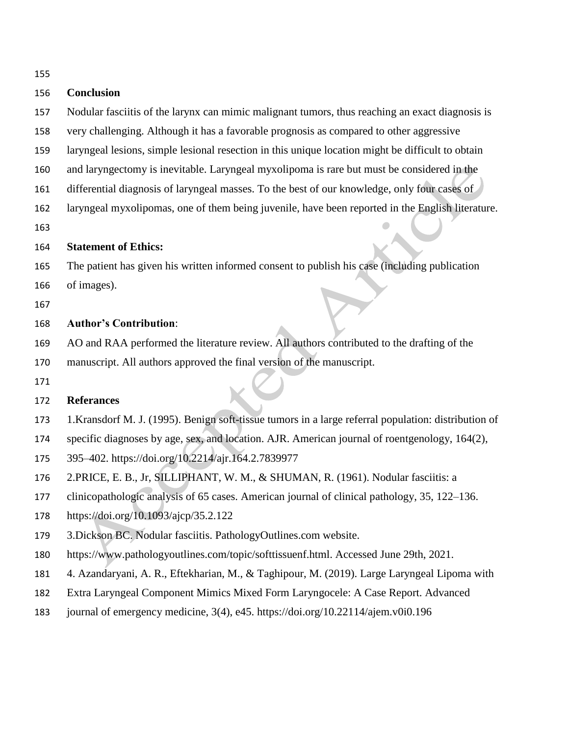## Conclusion

Nodular fasciitis of the larynx can mimic malignant tumors, thus reaching an exact diagnosis is very challenging. Although it has a favorable prognosis as compared to other aggressive laryngeal lesions, simple lesional resection in this unique location might be difficult to obtain and laryngectomy is inevitable. Laryngeal myxolipoma is rare but must be considered in the differential diagnosis of laryngeal masses. To the best of our knowledge, only four cases of laryngeal myxolipomas, one of them being juvenile, have been reported in the English literature.

## Statement of Ethics:

The patient has given his written informed consent to publish his case (including publication of images).

## Author's Contribution:

AO and RAA performed the literature review. All authors contributed to the drafting of the manuscript. All authors approved the final version of the manuscript.

## Referances

1.Kransdorf M. J. (1995). Benign soft-tissue tumors in a large referral population: distribution of specific diagnoses by age, sex, and location. AJR. American journal of roentgenology, 164(2), 395–402. https://doi.org/10.2214/ajr.164.2.7839977

2.PRICE, E. B., Jr, SILLIPHANT, W. M., & SHUMAN, R. (1961). Nodular fasciitis: a clinicopathologic analysis of 65 cases. American journal of clinical pathology, 35, 122–136. https://doi.org/10.1093/ajcp/35.2.122

3.Dickson BC. Nodular fasciitis. PathologyOutlines.com website. https://www.pathologyoutlines.com/topic/softtissuenf.html. Accessed June 29th, 2021.

4. Azandaryani, A. R., Eftekharian, M., & Taghipour, M. (2019). Large Laryngeal Lipoma with Extra Laryngeal Component Mimics Mixed Form Laryngocele: A Case Report. Advanced journal of emergency medicine, 3(4), e45. https://doi.org/10.22114/ajem.v0i0.196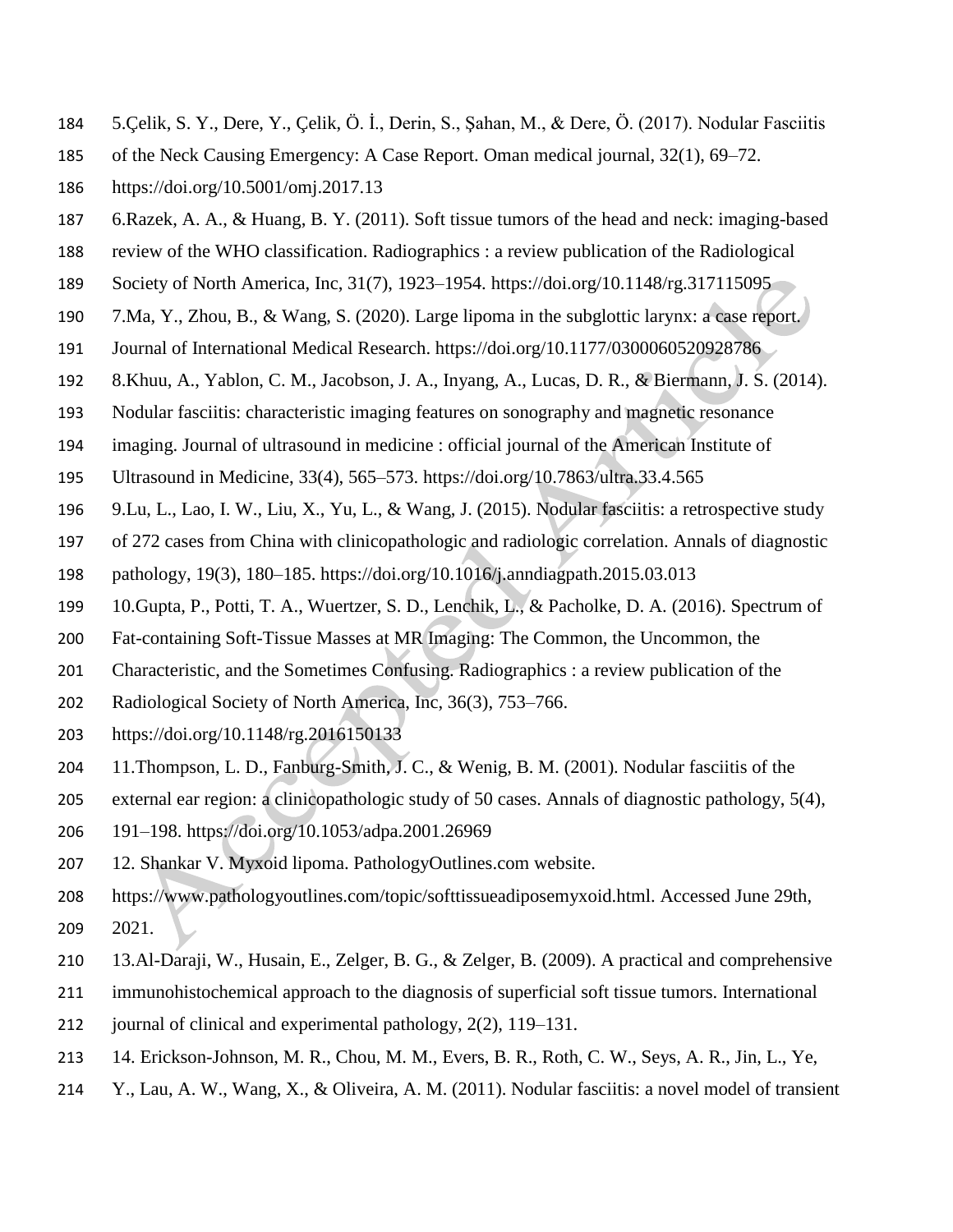5.Çelik, S. Y., Dere, Y., Çelik, Ö. İ., Derin, S., Şahan, M., & Dere, Ö. (2017). Nodular Fasciitis of the Neck Causing Emergency: A Case Report. Oman medical journal, 32(1), 69–72. https://doi.org/10.5001/omj.2017.13

6.Razek, A. A., & Huang, B. Y. (2011). Soft tissue tumors of the head and neck: imaging-based review of the WHO classification. Radiographics : a review publication of the Radiological Society of North America, Inc, 31(7), 1923–1954. https://doi.org/10.1148/rg.317115095

7.Ma, Y., Zhou, B., & Wang, S. (2020). Large lipoma in the subglottic larynx: a case report. Journal of International Medical Research. https://doi.org/10.1177/0300060520928786

8.Khuu, A., Yablon, C. M., Jacobson, J. A., Inyang, A., Lucas, D. R., & Biermann, J. S. (2014). Nodular fasciitis: characteristic imaging features on sonography and magnetic resonance imaging. Journal of ultrasound in medicine : official journal of the American Institute of Ultrasound in Medicine, 33(4), 565–573. https://doi.org/10.7863/ultra.33.4.565

9.Lu, L., Lao, I. W., Liu, X., Yu, L., & Wang, J. (2015). Nodular fasciitis: a retrospective study of 272 cases from China with clinicopathologic and radiologic correlation. Annals of diagnostic pathology, 19(3), 180–185. https://doi.org/10.1016/j.anndiagpath.2015.03.013

10.Gupta, P., Potti, T. A., Wuertzer, S. D., Lenchik, L., & Pacholke, D. A. (2016). Spectrum of Fat-containing Soft-Tissue Masses at MR Imaging: The Common, the Uncommon, the Characteristic, and the Sometimes Confusing. Radiographics : a review publication of the Radiological Society of North America, Inc, 36(3), 753–766. https://doi.org/10.1148/rg.2016150133

11.Thompson, L. D., Fanburg-Smith, J. C., & Wenig, B. M. (2001). Nodular fasciitis of the external ear region: a clinicopathologic study of 50 cases. Annals of diagnostic pathology, 5(4), 191–198. https://doi.org/10.1053/adpa.2001.26969

12. Shankar V. Myxoid lipoma. PathologyOutlines.com website. https://www.pathologyoutlines.com/topic/softtissueadiposemyxoid.html. Accessed June 29th, 2021.

13.Al-Daraji, W., Husain, E., Zelger, B. G., & Zelger, B. (2009). A practical and comprehensive immunohistochemical approach to the diagnosis of superficial soft tissue tumors. International journal of clinical and experimental pathology, 2(2), 119–131.

14. Erickson-Johnson, M. R., Chou, M. M., Evers, B. R., Roth, C. W., Seys, A. R., Jin, L., Ye, Y., Lau, A. W., Wang, X., & Oliveira, A. M. (2011). Nodular fasciitis: a novel model of transient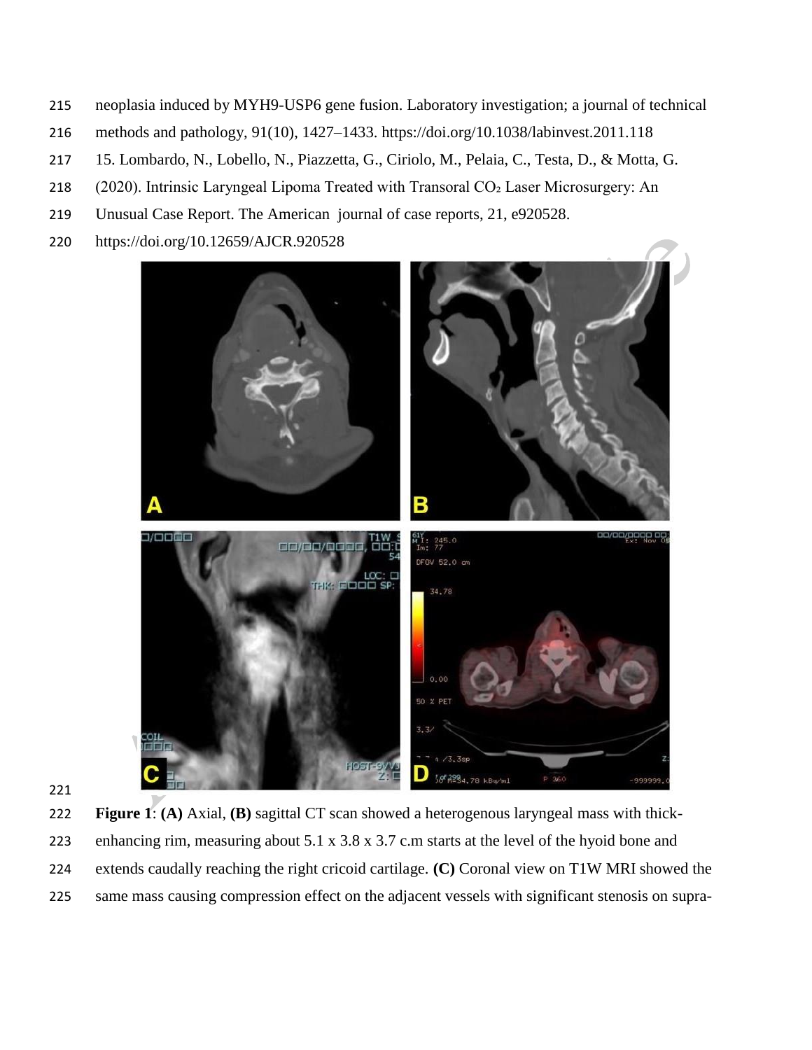neoplasia induced by MYH9-USP6 gene fusion. Laboratory investigation; a journal of technical methods and pathology, 91(10), 1427–1433. https://doi.org/10.1038/labinvest.2011.118

15. Lombardo, N., Lobello, N., Piazzetta, G., Ciriolo, M., Pelaia, C., Testa, D., & Motta, G. (2020). Intrinsic Laryngeal Lipoma Treated with Transoral $CO_2$ Laser Microsurgery: An Unusual Case Report. The American journal of case reports, 21, e920528. https://doi.org/10.12659/AJCR.920528

**Figure 1**: **(A)** Axial, **(B)** sagittal CT scan showed a heterogenous laryngeal mass with thick-enhancing rim, measuring about 5.1 x 3.8 x 3.7 c.m starts at the level of the hyoid bone and extends caudally reaching the right cricoid cartilage. **(C)** Coronal view on T1W MRI showed the same mass causing compression effect on the adjacent vessels with significant stenosis on supra-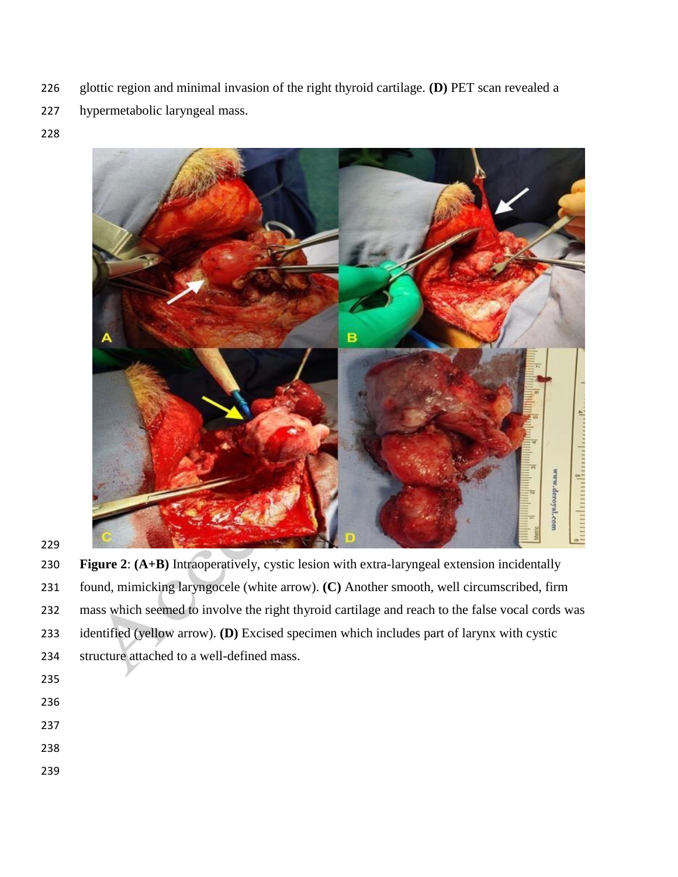glottic region and minimal invasion of the right thyroid cartilage. **(D)** PET scan revealed a hypermetabolic laryngeal mass.

**Figure 2**: **(A+B)** Intraoperatively, cystic lesion with extra-laryngeal extension incidentally found, mimicking laryngocele (white arrow). **(C)** Another smooth, well circumscribed, firm mass which seemed to involve the right thyroid cartilage and reach to the false vocal cords was identified (yellow arrow). **(D)** Excised specimen which includes part of larynx with cystic structure attached to a well-defined mass.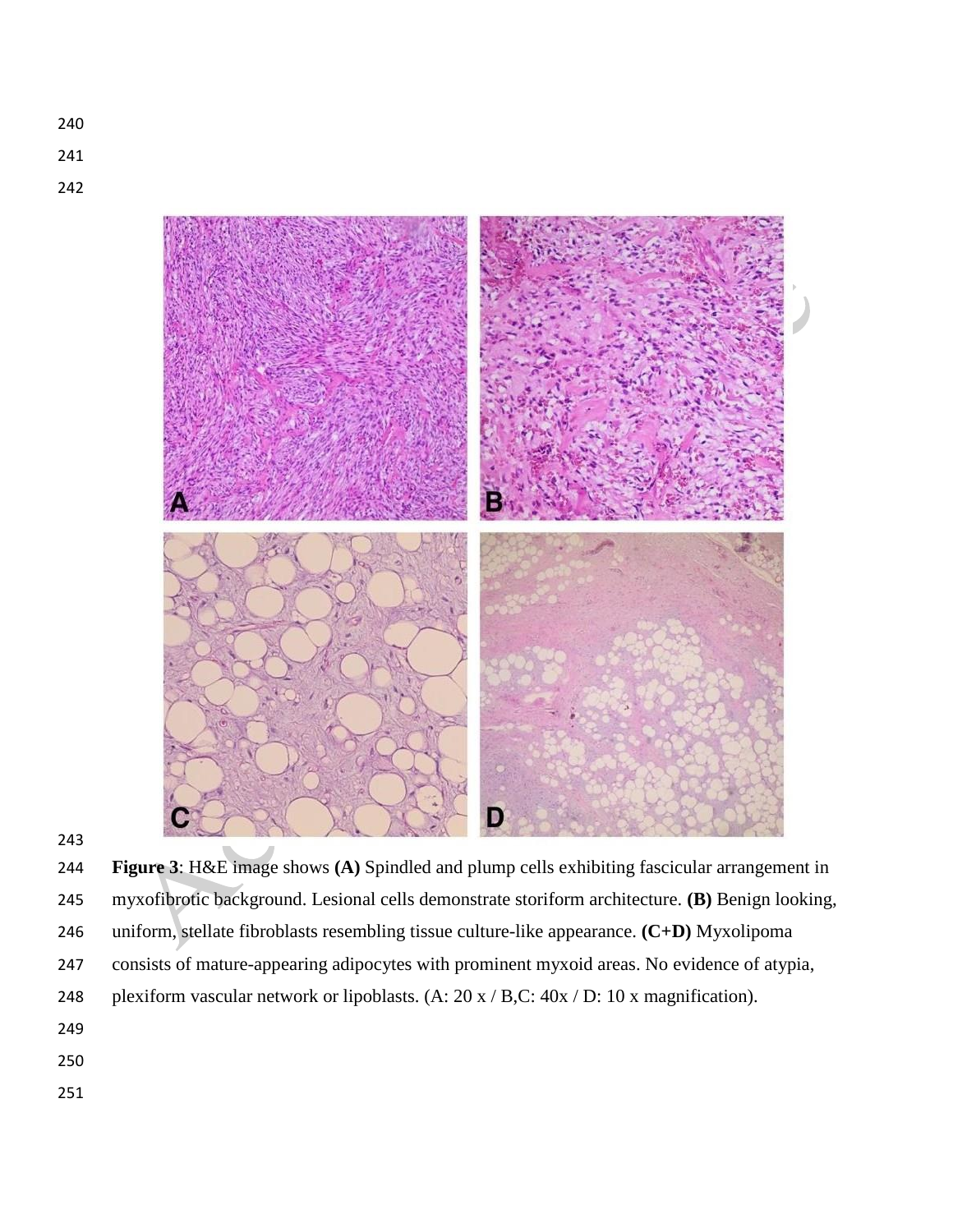**Figure 3**: H&E image shows **(A)** Spindled and plump cells exhibiting fascicular arrangement in myxofibrotic background. Lesional cells demonstrate storiform architecture. **(B)** Benign looking, uniform, stellate fibroblasts resembling tissue culture-like appearance. **(C+D)** Myxolipoma consists of mature-appearing adipocytes with prominent myxoid areas. No evidence of atypia, plexiform vascular network or lipoblasts. (A: 20 x / B,C: 40x / D: 10 x magnification).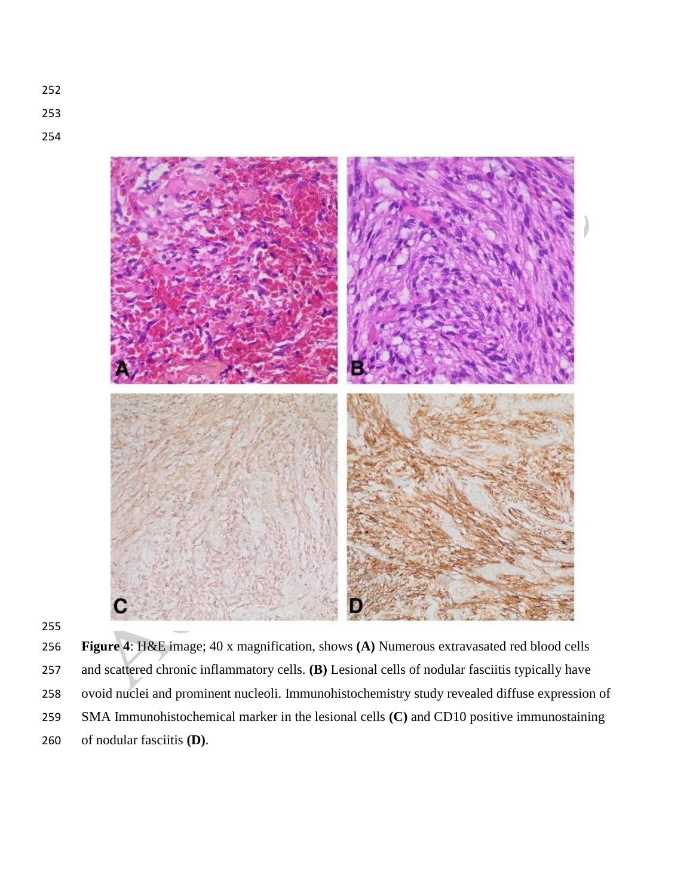**Figure 4**: H&E image; 40 x magnification, shows **(A)** Numerous extravasated red blood cells and scattered chronic inflammatory cells. **(B)** Lesional cells of nodular fasciitis typically have ovoid nuclei and prominent nucleoli. Immunohistochemistry study revealed diffuse expression of SMA Immunohistochemical marker in the lesional cells **(C)** and CD10 positive immunostaining of nodular fasciitis **(D)**.